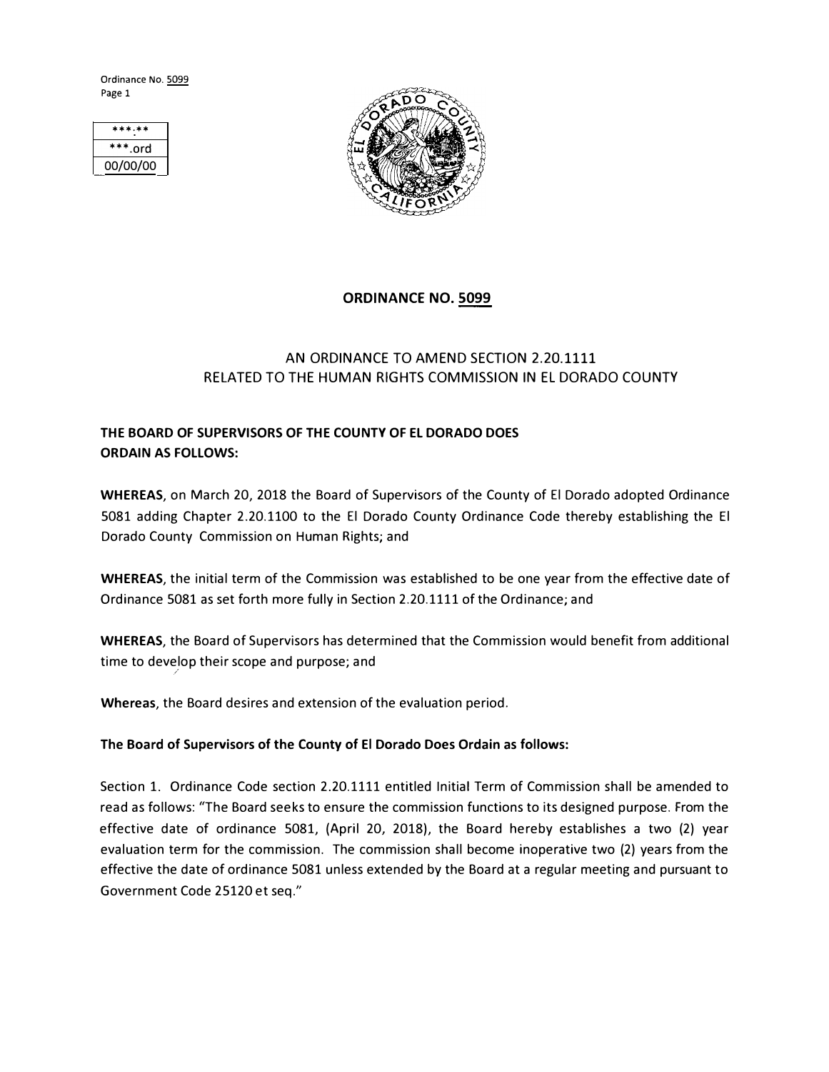| ***.** |
| --- |
| ***.ord |
| 00/00/00 |

# ORDINANCE NO. 5099

## AN ORDINANCE TO AMEND SECTION 2.20.1111 RELATED TO THE HUMAN RIGHTS COMMISSION IN EL DORADO COUNTY

**THE BOARD OF SUPERVISORS OF THE COUNTY OF EL DORADO DOES ORDAIN AS FOLLOWS:**

**WHEREAS**, on March 20, 2018 the Board of Supervisors of the County of El Dorado adopted Ordinance 5081 adding Chapter 2.20.1100 to the El Dorado County Ordinance Code thereby establishing the El Dorado County Commission on Human Rights; and

**WHEREAS**, the initial term of the Commission was established to be one year from the effective date of Ordinance 5081 as set forth more fully in Section 2.20.1111 of the Ordinance; and

**WHEREAS**, the Board of Supervisors has determined that the Commission would benefit from additional time to develop their scope and purpose; and

**Whereas**, the Board desires and extension of the evaluation period.

**The Board of Supervisors of the County of El Dorado Does Ordain as follows:**

Section 1. Ordinance Code section 2.20.1111 entitled Initial Term of Commission shall be amended to read as follows: "The Board seeks to ensure the commission functions to its designed purpose. From the effective date of ordinance 5081, (April 20, 2018), the Board hereby establishes a two (2) year evaluation term for the commission. The commission shall become inoperative two (2) years from the effective the date of ordinance 5081 unless extended by the Board at a regular meeting and pursuant to Government Code 25120 et seq."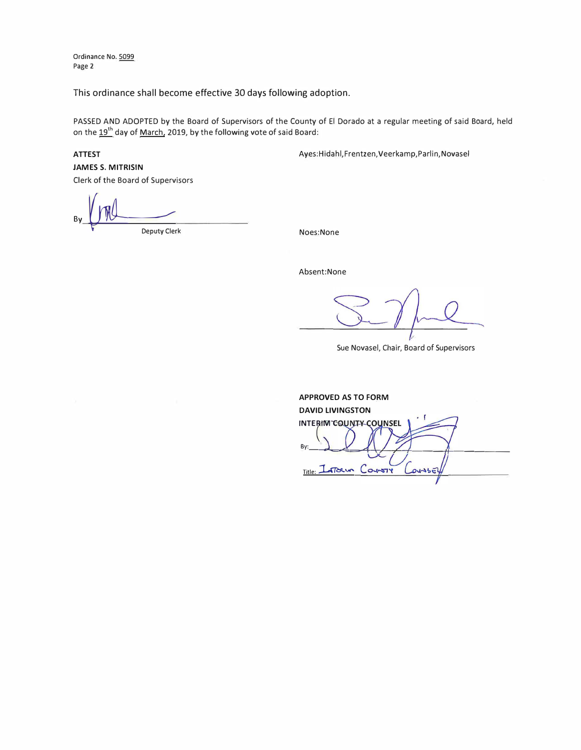Ordinance No. 5099
Page 2

This ordinance shall become effective 30 days following adoption.

PASSED AND ADOPTED by the Board of Supervisors of the County of El Dorado at a regular meeting of said Board, held on the 19th day of March, 2019, by the following vote of said Board:

Ayes: Hidahl, Frentzen, Veerkamp, Parlin, Novasel

Noes: None

Absent: None

**ATTEST**
**JAMES S. MITRISIN**
Clerk of the Board of Supervisors

By ______________________
Deputy Clerk

______________________
Sue Novasel, Chair, Board of Supervisors

**APPROVED AS TO FORM**
**DAVID LIVINGSTON**
**INTERIM COUNTY COUNSEL**

By: ______________________

Title: Interim County Counsel